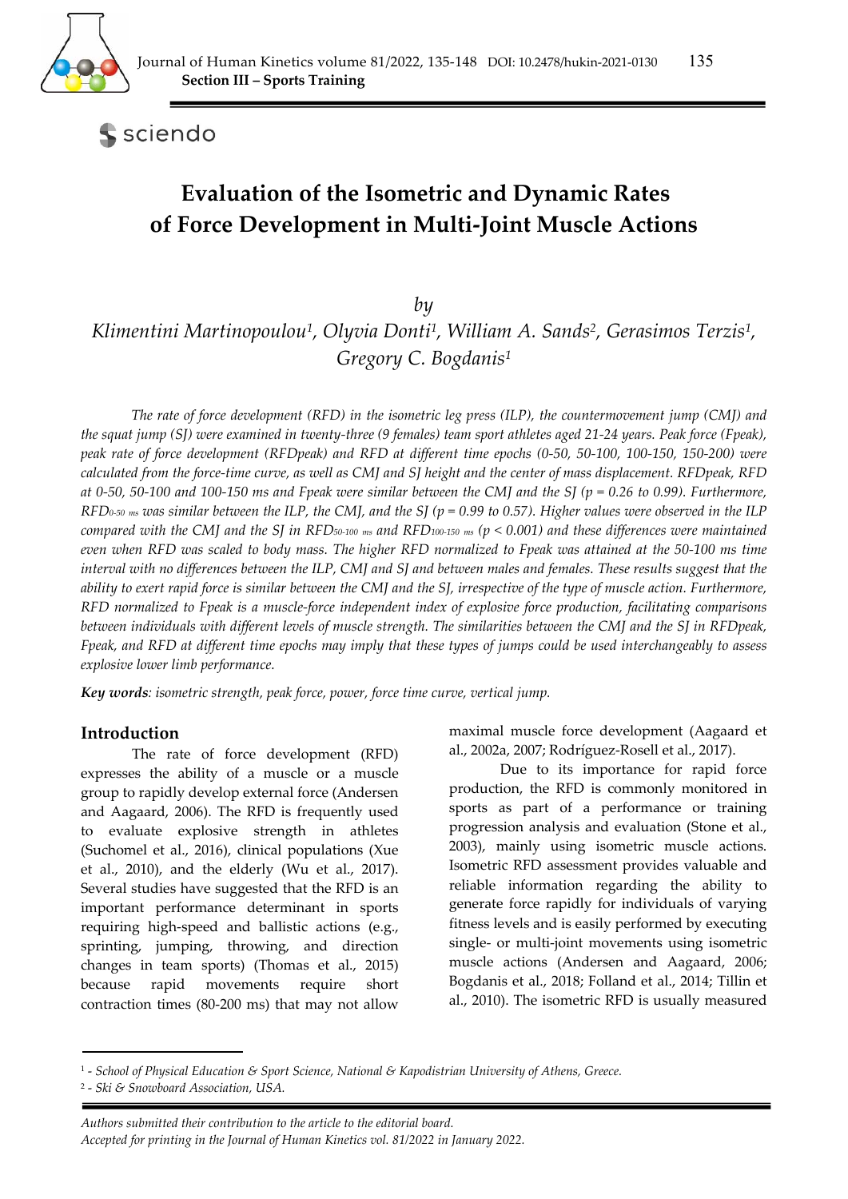Section III – Sports Training

# Evaluation of the Isometric and Dynamic Rates of Force Development in Multi-Joint Muscle Actions

*by*

*Klimentini Martinopoulou[1], Olyvia Donti[1], William A. Sands[2], Gerasimos Terzis[1], Gregory C. Bogdanis[1]*

*The rate of force development (RFD) in the isometric leg press (ILP), the countermovement jump (CMJ) and the squat jump (SJ) were examined in twenty-three (9 females) team sport athletes aged 21-24 years. Peak force (Fpeak), peak rate of force development (RFDpeak) and RFD at different time epochs (0-50, 50-100, 100-150, 150-200) were calculated from the force-time curve, as well as CMJ and SJ height and the center of mass displacement. RFDpeak, RFD at 0-50, 50-100 and 100-150 ms and Fpeak were similar between the CMJ and the SJ ($p = 0.26$ to $0.99$). Furthermore, $RFD_{0\text{-}50\ ms}$ was similar between the ILP, the CMJ, and the SJ ($p = 0.99$ to $0.57$). Higher values were observed in the ILP compared with the CMJ and the SJ in $RFD_{50\text{-}100\ ms}$ and $RFD_{100\text{-}150\ ms}$ ($p < 0.001$) and these differences were maintained even when RFD was scaled to body mass. The higher RFD normalized to Fpeak was attained at the 50-100 ms time interval with no differences between the ILP, CMJ and SJ and between males and females. These results suggest that the ability to exert rapid force is similar between the CMJ and the SJ, irrespective of the type of muscle action. Furthermore, RFD normalized to Fpeak is a muscle-force independent index of explosive force production, facilitating comparisons between individuals with different levels of muscle strength. The similarities between the CMJ and the SJ in RFDpeak, Fpeak, and RFD at different time epochs may imply that these types of jumps could be used interchangeably to assess explosive lower limb performance.*

***Key words**: isometric strength, peak force, power, force time curve, vertical jump.*

## Introduction

The rate of force development (RFD) expresses the ability of a muscle or a muscle group to rapidly develop external force (Andersen and Aagaard, 2006). The RFD is frequently used to evaluate explosive strength in athletes (Suchomel et al., 2016), clinical populations (Xue et al., 2010), and the elderly (Wu et al., 2017). Several studies have suggested that the RFD is an important performance determinant in sports requiring high-speed and ballistic actions (e.g., sprinting, jumping, throwing, and direction changes in team sports) (Thomas et al., 2015) because rapid movements require short contraction times (80-200 ms) that may not allow maximal muscle force development (Aagaard et al., 2002a, 2007; Rodríguez-Rosell et al., 2017).

Due to its importance for rapid force production, the RFD is commonly monitored in sports as part of a performance or training progression analysis and evaluation (Stone et al., 2003), mainly using isometric muscle actions. Isometric RFD assessment provides valuable and reliable information regarding the ability to generate force rapidly for individuals of varying fitness levels and is easily performed by executing single- or multi-joint movements using isometric muscle actions (Andersen and Aagaard, 2006; Bogdanis et al., 2018; Folland et al., 2014; Tillin et al., 2010). The isometric RFD is usually measured

---

[1] - School of Physical Education & Sport Science, National & Kapodistrian University of Athens, Greece.
[2] - Ski & Snowboard Association, USA.

*Authors submitted their contribution to the article to the editorial board.*
*Accepted for printing in the Journal of Human Kinetics vol. 81/2022 in January 2022.*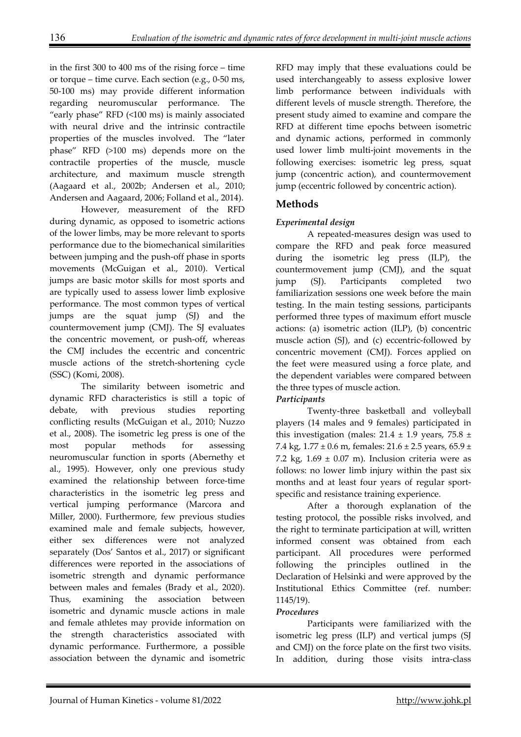in the first 300 to 400 ms of the rising force – time or torque – time curve. Each section (e.g., 0-50 ms, 50-100 ms) may provide different information regarding neuromuscular performance. The "early phase" RFD (<100 ms) is mainly associated with neural drive and the intrinsic contractile properties of the muscles involved. The "later phase" RFD (>100 ms) depends more on the contractile properties of the muscle, muscle architecture, and maximum muscle strength (Aagaard et al., 2002b; Andersen et al., 2010; Andersen and Aagaard, 2006; Folland et al., 2014).

However, measurement of the RFD during dynamic, as opposed to isometric actions of the lower limbs, may be more relevant to sports performance due to the biomechanical similarities between jumping and the push-off phase in sports movements (McGuigan et al., 2010). Vertical jumps are basic motor skills for most sports and are typically used to assess lower limb explosive performance. The most common types of vertical jumps are the squat jump (SJ) and the countermovement jump (CMJ). The SJ evaluates the concentric movement, or push-off, whereas the CMJ includes the eccentric and concentric muscle actions of the stretch-shortening cycle (SSC) (Komi, 2008).

The similarity between isometric and dynamic RFD characteristics is still a topic of debate, with previous studies reporting conflicting results (McGuigan et al., 2010; Nuzzo et al., 2008). The isometric leg press is one of the most popular methods for assessing neuromuscular function in sports (Abernethy et al., 1995). However, only one previous study examined the relationship between force-time characteristics in the isometric leg press and vertical jumping performance (Marcora and Miller, 2000). Furthermore, few previous studies examined male and female subjects, however, either sex differences were not analyzed separately (Dos' Santos et al., 2017) or significant differences were reported in the associations of isometric strength and dynamic performance between males and females (Brady et al., 2020). Thus, examining the association between isometric and dynamic muscle actions in male and female athletes may provide information on the strength characteristics associated with dynamic performance. Furthermore, a possible association between the dynamic and isometric RFD may imply that these evaluations could be used interchangeably to assess explosive lower limb performance between individuals with different levels of muscle strength. Therefore, the present study aimed to examine and compare the RFD at different time epochs between isometric and dynamic actions, performed in commonly used lower limb multi-joint movements in the following exercises: isometric leg press, squat jump (concentric action), and countermovement jump (eccentric followed by concentric action).

## Methods

### *Experimental design*

A repeated-measures design was used to compare the RFD and peak force measured during the isometric leg press (ILP), the countermovement jump (CMJ), and the squat jump (SJ). Participants completed two familiarization sessions one week before the main testing. In the main testing sessions, participants performed three types of maximum effort muscle actions: (a) isometric action (ILP), (b) concentric muscle action (SJ), and (c) eccentric-followed by concentric movement (CMJ). Forces applied on the feet were measured using a force plate, and the dependent variables were compared between the three types of muscle action.

### *Participants*

Twenty-three basketball and volleyball players (14 males and 9 females) participated in this investigation (males: 21.4 ± 1.9 years, 75.8 ± 7.4 kg, 1.77 ± 0.6 m, females: 21.6 ± 2.5 years, 65.9 ± 7.2 kg, 1.69 ± 0.07 m). Inclusion criteria were as follows: no lower limb injury within the past six months and at least four years of regular sport-specific and resistance training experience.

After a thorough explanation of the testing protocol, the possible risks involved, and the right to terminate participation at will, written informed consent was obtained from each participant. All procedures were performed following the principles outlined in the Declaration of Helsinki and were approved by the Institutional Ethics Committee (ref. number: 1145/19).

### *Procedures*

Participants were familiarized with the isometric leg press (ILP) and vertical jumps (SJ and CMJ) on the force plate on the first two visits. In addition, during those visits intra-class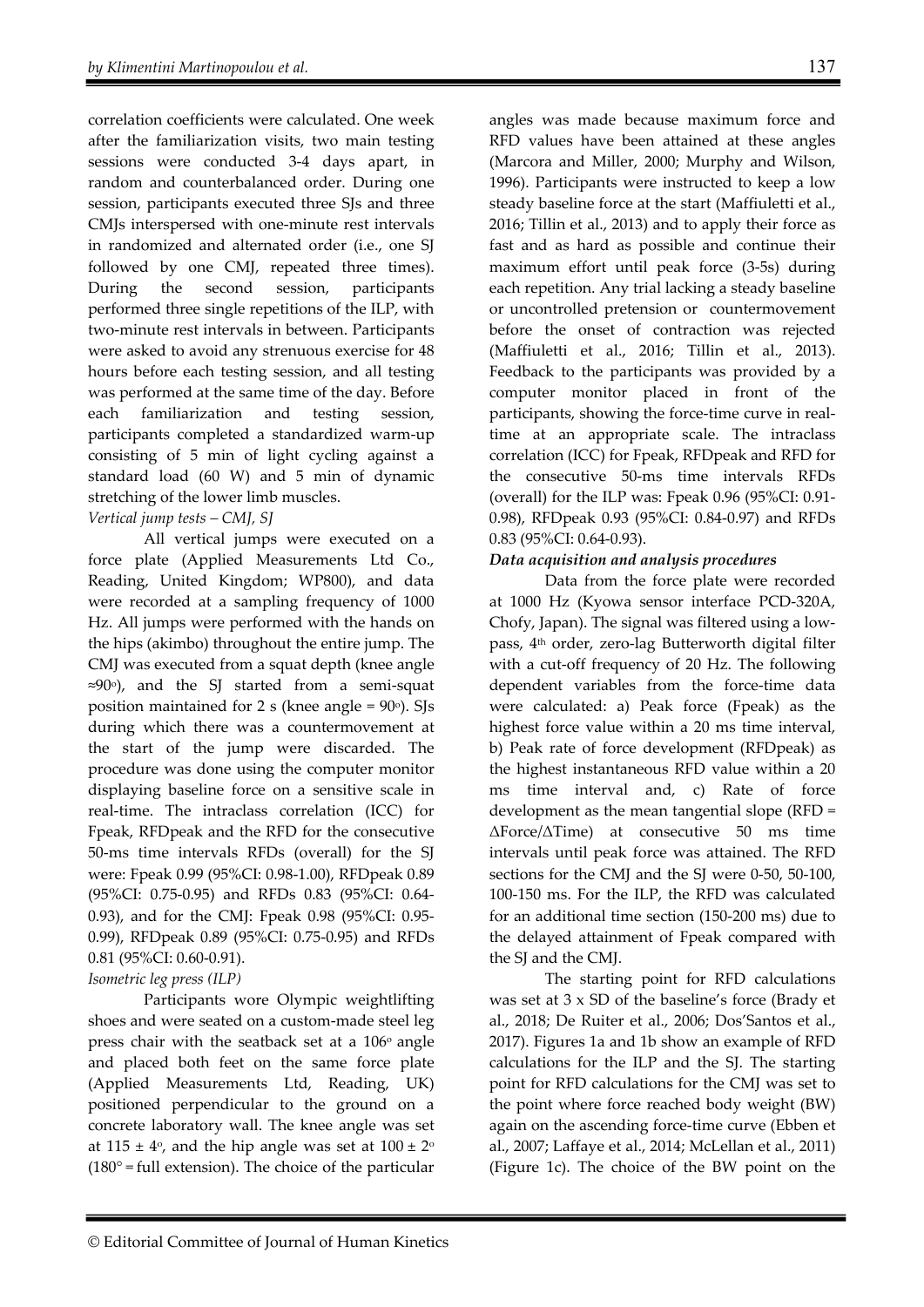correlation coefficients were calculated. One week after the familiarization visits, two main testing sessions were conducted 3-4 days apart, in random and counterbalanced order. During one session, participants executed three SJs and three CMJs interspersed with one-minute rest intervals in randomized and alternated order (i.e., one SJ followed by one CMJ, repeated three times). During the second session, participants performed three single repetitions of the ILP, with two-minute rest intervals in between. Participants were asked to avoid any strenuous exercise for 48 hours before each testing session, and all testing was performed at the same time of the day. Before each familiarization and testing session, participants completed a standardized warm-up consisting of 5 min of light cycling against a standard load (60 W) and 5 min of dynamic stretching of the lower limb muscles.

*Vertical jump tests – CMJ, SJ*

All vertical jumps were executed on a force plate (Applied Measurements Ltd Co., Reading, United Kingdom; WP800), and data were recorded at a sampling frequency of 1000 Hz. All jumps were performed with the hands on the hips (akimbo) throughout the entire jump. The CMJ was executed from a squat depth (knee angle ≈90°), and the SJ started from a semi-squat position maintained for 2 s (knee angle = 90°). SJs during which there was a countermovement at the start of the jump were discarded. The procedure was done using the computer monitor displaying baseline force on a sensitive scale in real-time. The intraclass correlation (ICC) for Fpeak, RFDpeak and the RFD for the consecutive 50-ms time intervals RFDs (overall) for the SJ were: Fpeak 0.99 (95%CI: 0.98-1.00), RFDpeak 0.89 (95%CI: 0.75-0.95) and RFDs 0.83 (95%CI: 0.64-0.93), and for the CMJ: Fpeak 0.98 (95%CI: 0.95-0.99), RFDpeak 0.89 (95%CI: 0.75-0.95) and RFDs 0.81 (95%CI: 0.60-0.91).

*Isometric leg press (ILP)*

Participants wore Olympic weightlifting shoes and were seated on a custom-made steel leg press chair with the seatback set at a 106° angle and placed both feet on the same force plate (Applied Measurements Ltd, Reading, UK) positioned perpendicular to the ground on a concrete laboratory wall. The knee angle was set at 115 ± 4°, and the hip angle was set at 100 ± 2° (180° = full extension). The choice of the particular angles was made because maximum force and RFD values have been attained at these angles (Marcora and Miller, 2000; Murphy and Wilson, 1996). Participants were instructed to keep a low steady baseline force at the start (Maffiuletti et al., 2016; Tillin et al., 2013) and to apply their force as fast and as hard as possible and continue their maximum effort until peak force (3-5s) during each repetition. Any trial lacking a steady baseline or uncontrolled pretension or countermovement before the onset of contraction was rejected (Maffiuletti et al., 2016; Tillin et al., 2013). Feedback to the participants was provided by a computer monitor placed in front of the participants, showing the force-time curve in real-time at an appropriate scale. The intraclass correlation (ICC) for Fpeak, RFDpeak and RFD for the consecutive 50-ms time intervals RFDs (overall) for the ILP was: Fpeak 0.96 (95%CI: 0.91-0.98), RFDpeak 0.93 (95%CI: 0.84-0.97) and RFDs 0.83 (95%CI: 0.64-0.93).

***Data acquisition and analysis procedures***

Data from the force plate were recorded at 1000 Hz (Kyowa sensor interface PCD-320A, Chofy, Japan). The signal was filtered using a low-pass, 4th order, zero-lag Butterworth digital filter with a cut-off frequency of 20 Hz. The following dependent variables from the force-time data were calculated: a) Peak force (Fpeak) as the highest force value within a 20 ms time interval, b) Peak rate of force development (RFDpeak) as the highest instantaneous RFD value within a 20 ms time interval and, c) Rate of force development as the mean tangential slope (RFD = ΔForce/ΔTime) at consecutive 50 ms time intervals until peak force was attained. The RFD sections for the CMJ and the SJ were 0-50, 50-100, 100-150 ms. For the ILP, the RFD was calculated for an additional time section (150-200 ms) due to the delayed attainment of Fpeak compared with the SJ and the CMJ.

The starting point for RFD calculations was set at 3 x SD of the baseline's force (Brady et al., 2018; De Ruiter et al., 2006; Dos'Santos et al., 2017). Figures 1a and 1b show an example of RFD calculations for the ILP and the SJ. The starting point for RFD calculations for the CMJ was set to the point where force reached body weight (BW) again on the ascending force-time curve (Ebben et al., 2007; Laffaye et al., 2014; McLellan et al., 2011) (Figure 1c). The choice of the BW point on the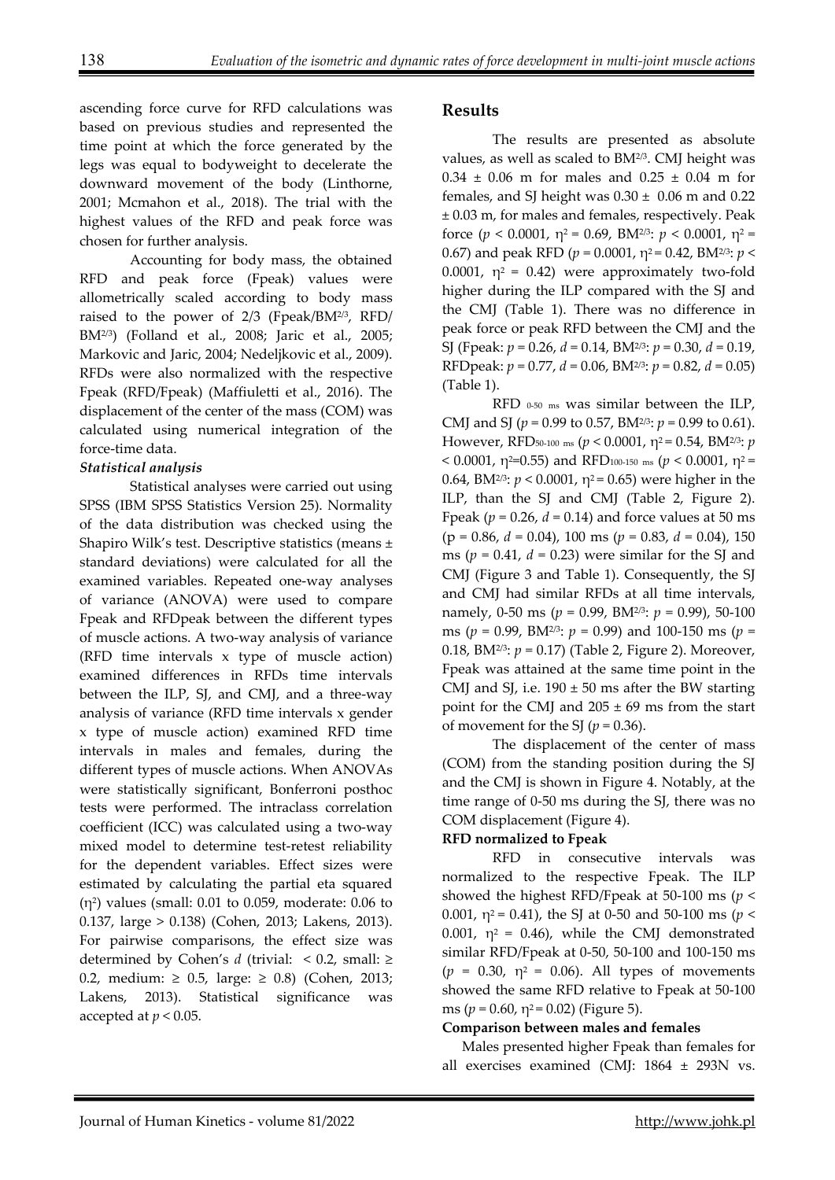ascending force curve for RFD calculations was based on previous studies and represented the time point at which the force generated by the legs was equal to bodyweight to decelerate the downward movement of the body (Linthorne, 2001; Mcmahon et al., 2018). The trial with the highest values of the RFD and peak force was chosen for further analysis.

Accounting for body mass, the obtained RFD and peak force (Fpeak) values were allometrically scaled according to body mass raised to the power of 2/3 (Fpeak/BM$^{2/3}$, RFD/BM$^{2/3}$) (Folland et al., 2008; Jaric et al., 2005; Markovic and Jaric, 2004; Nedeljkovic et al., 2009). RFDs were also normalized with the respective Fpeak (RFD/Fpeak) (Maffiuletti et al., 2016). The displacement of the center of the mass (COM) was calculated using numerical integration of the force-time data.

***Statistical analysis***

Statistical analyses were carried out using SPSS (IBM SPSS Statistics Version 25). Normality of the data distribution was checked using the Shapiro Wilk's test. Descriptive statistics (means ± standard deviations) were calculated for all the examined variables. Repeated one-way analyses of variance (ANOVA) were used to compare Fpeak and RFDpeak between the different types of muscle actions. A two-way analysis of variance (RFD time intervals x type of muscle action) examined differences in RFDs time intervals between the ILP, SJ, and CMJ, and a three-way analysis of variance (RFD time intervals x gender x type of muscle action) examined RFD time intervals in males and females, during the different types of muscle actions. When ANOVAs were statistically significant, Bonferroni posthoc tests were performed. The intraclass correlation coefficient (ICC) was calculated using a two-way mixed model to determine test-retest reliability for the dependent variables. Effect sizes were estimated by calculating the partial eta squared ($\eta^2$) values (small: 0.01 to 0.059, moderate: 0.06 to 0.137, large > 0.138) (Cohen, 2013; Lakens, 2013). For pairwise comparisons, the effect size was determined by Cohen's $d$ (trivial: < 0.2, small: ≥ 0.2, medium: ≥ 0.5, large: ≥ 0.8) (Cohen, 2013; Lakens, 2013). Statistical significance was accepted at $p < 0.05$.

## Results

The results are presented as absolute values, as well as scaled to BM$^{2/3}$. CMJ height was 0.34 ± 0.06 m for males and 0.25 ± 0.04 m for females, and SJ height was 0.30 ± 0.06 m and 0.22 ± 0.03 m, for males and females, respectively. Peak force ($p < 0.0001$, $\eta^2 = 0.69$, BM$^{2/3}$: $p < 0.0001$, $\eta^2 = 0.67$) and peak RFD ($p = 0.0001$, $\eta^2 = 0.42$, BM$^{2/3}$: $p < 0.0001$, $\eta^2 = 0.42$) were approximately two-fold higher during the ILP compared with the SJ and the CMJ (Table 1). There was no difference in peak force or peak RFD between the CMJ and the SJ (Fpeak: $p = 0.26$, $d = 0.14$, BM$^{2/3}$: $p = 0.30$, $d = 0.19$, RFDpeak: $p = 0.77$, $d = 0.06$, BM$^{2/3}$: $p = 0.82$, $d = 0.05$) (Table 1).

RFD $_{0\text{-}50\ ms}$ was similar between the ILP, CMJ and SJ ($p = 0.99$ to 0.57, BM$^{2/3}$: $p = 0.99$ to 0.61). However, RFD$_{50\text{-}100\ ms}$ ($p < 0.0001$, $\eta^2 = 0.54$, BM$^{2/3}$: $p < 0.0001$, $\eta^2$=0.55) and RFD$_{100\text{-}150\ ms}$ ($p < 0.0001$, $\eta^2 = 0.64$, BM$^{2/3}$: $p < 0.0001$, $\eta^2 = 0.65$) were higher in the ILP, than the SJ and CMJ (Table 2, Figure 2). Fpeak ($p = 0.26$, $d = 0.14$) and force values at 50 ms (p = 0.86, $d = 0.04$), 100 ms ($p = 0.83$, $d = 0.04$), 150 ms ($p = 0.41$, $d = 0.23$) were similar for the SJ and CMJ (Figure 3 and Table 1). Consequently, the SJ and CMJ had similar RFDs at all time intervals, namely, 0-50 ms ($p = 0.99$, BM$^{2/3}$: $p = 0.99$), 50-100 ms ($p = 0.99$, BM$^{2/3}$: $p = 0.99$) and 100-150 ms ($p = 0.18$, BM$^{2/3}$: $p = 0.17$) (Table 2, Figure 2). Moreover, Fpeak was attained at the same time point in the CMJ and SJ, i.e. 190 ± 50 ms after the BW starting point for the CMJ and 205 ± 69 ms from the start of movement for the SJ ($p = 0.36$).

The displacement of the center of mass (COM) from the standing position during the SJ and the CMJ is shown in Figure 4. Notably, at the time range of 0-50 ms during the SJ, there was no COM displacement (Figure 4).

**RFD normalized to Fpeak**

RFD in consecutive intervals was normalized to the respective Fpeak. The ILP showed the highest RFD/Fpeak at 50-100 ms ($p < 0.001$, $\eta^2 = 0.41$), the SJ at 0-50 and 50-100 ms ($p < 0.001$, $\eta^2 = 0.46$), while the CMJ demonstrated similar RFD/Fpeak at 0-50, 50-100 and 100-150 ms ($p = 0.30$, $\eta^2 = 0.06$). All types of movements showed the same RFD relative to Fpeak at 50-100 ms ($p = 0.60$, $\eta^2 = 0.02$) (Figure 5).

**Comparison between males and females**

Males presented higher Fpeak than females for all exercises examined (CMJ: 1864 ± 293N vs.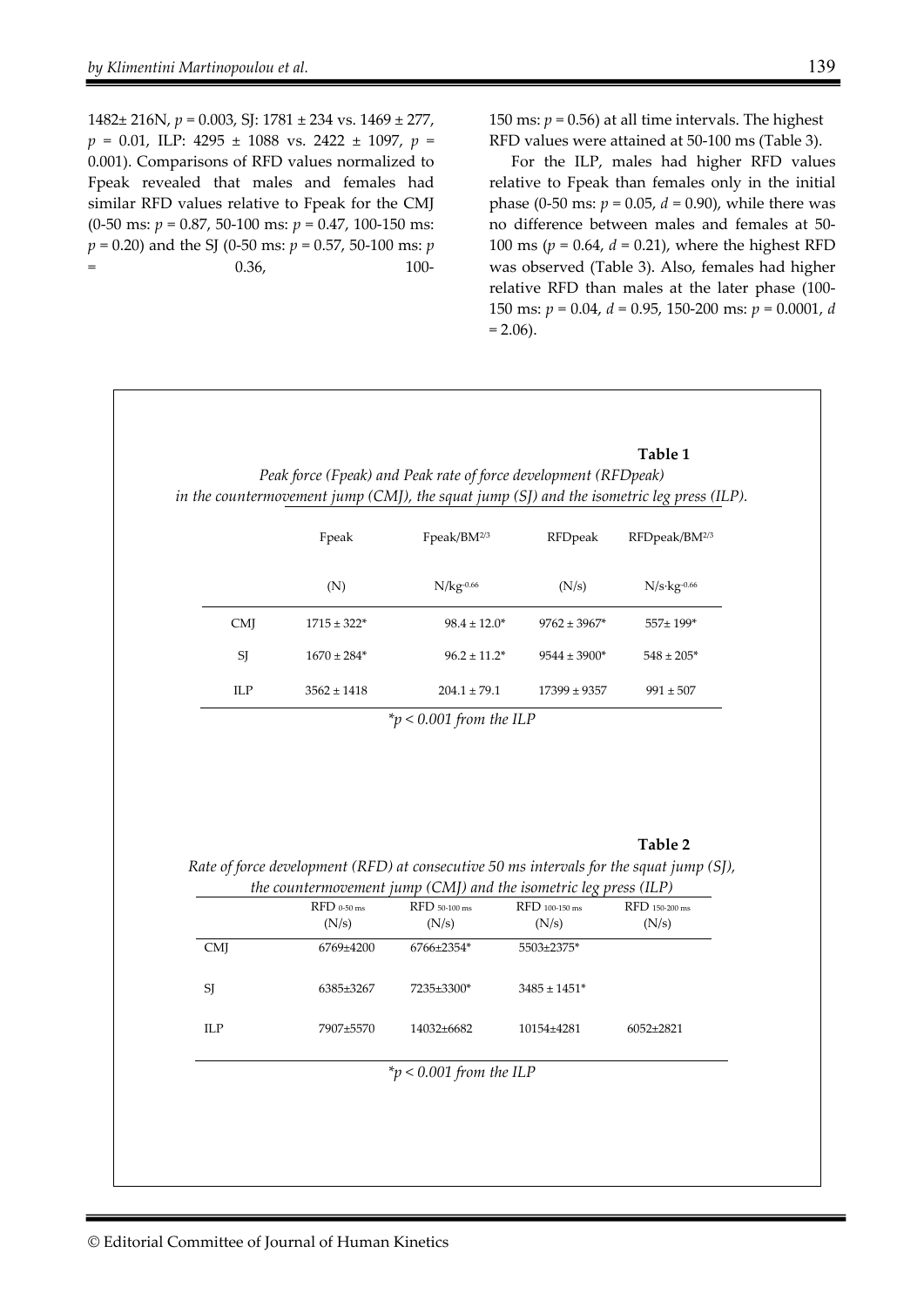1482± 216N, $p = 0.003$, SJ: 1781 ± 234 vs. 1469 ± 277, $p = 0.01$, ILP: 4295 ± 1088 vs. 2422 ± 1097, $p = 0.001$). Comparisons of RFD values normalized to Fpeak revealed that males and females had similar RFD values relative to Fpeak for the CMJ (0-50 ms: $p = 0.87$, 50-100 ms: $p = 0.47$, 100-150 ms: $p = 0.20$) and the SJ (0-50 ms: $p = 0.57$, 50-100 ms: $p = 0.36$, 100-150 ms: $p = 0.56$) at all time intervals. The highest RFD values were attained at 50-100 ms (Table 3).

For the ILP, males had higher RFD values relative to Fpeak than females only in the initial phase (0-50 ms: $p = 0.05$, $d = 0.90$), while there was no difference between males and females at 50-100 ms ($p = 0.64$, $d = 0.21$), where the highest RFD was observed (Table 3). Also, females had higher relative RFD than males at the later phase (100-150 ms: $p = 0.04$, $d = 0.95$, 150-200 ms: $p = 0.0001$, $d = 2.06$).

**Table 1**

*Peak force (Fpeak) and Peak rate of force development (RFDpeak) in the countermovement jump (CMJ), the squat jump (SJ) and the isometric leg press (ILP).*

| | Fpeak | Fpeak/BM$^{2/3}$ | RFDpeak | RFDpeak/BM$^{2/3}$ |
|---|---|---|---|---|
| | (N) | N/kg$^{-0.66}$ | (N/s) | N/s·kg$^{-0.66}$ |
| CMJ | 1715 ± 322* | 98.4 ± 12.0* | 9762 ± 3967* | 557± 199* |
| SJ | 1670 ± 284* | 96.2 ± 11.2* | 9544 ± 3900* | 548 ± 205* |
| ILP | 3562 ± 1418 | 204.1 ± 79.1 | 17399 ± 9357 | 991 ± 507 |

*$p < 0.001$ from the ILP*

**Table 2**

*Rate of force development (RFD) at consecutive 50 ms intervals for the squat jump (SJ), the countermovement jump (CMJ) and the isometric leg press (ILP)*

| | RFD $_{0\text{-}50\ ms}$ (N/s) | RFD $_{50\text{-}100\ ms}$ (N/s) | RFD $_{100\text{-}150\ ms}$ (N/s) | RFD $_{150\text{-}200\ ms}$ (N/s) |
|---|---|---|---|---|
| CMJ | 6769±4200 | 6766±2354* | 5503±2375* | |
| SJ | 6385±3267 | 7235±3300* | 3485 ± 1451* | |
| ILP | 7907±5570 | 14032±6682 | 10154±4281 | 6052±2821 |

*$p < 0.001$ from the ILP*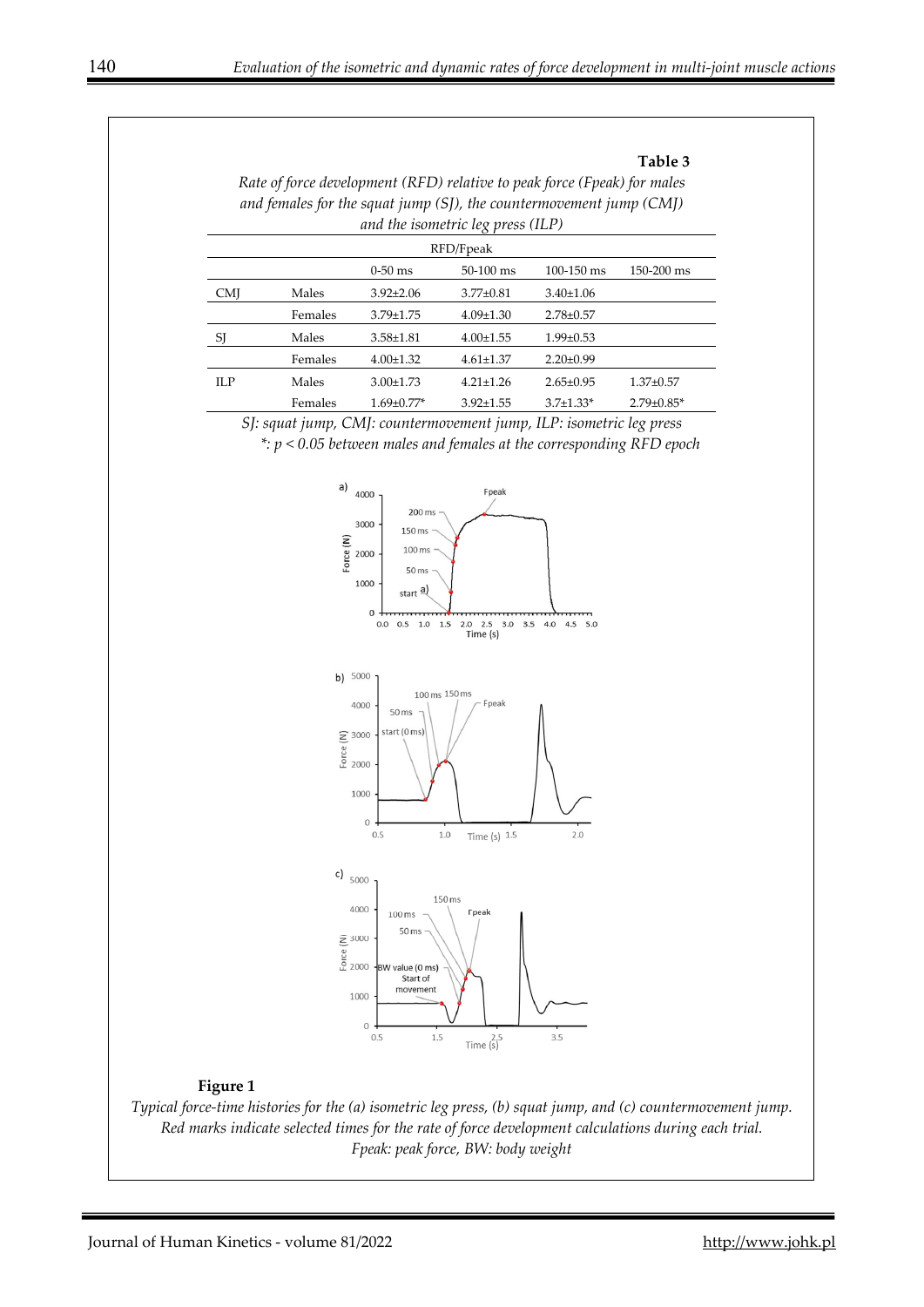**Table 3**

*Rate of force development (RFD) relative to peak force (Fpeak) for males and females for the squat jump (SJ), the countermovement jump (CMJ) and the isometric leg press (ILP)*

| | | RFD/Fpeak | | | |
|---|---|---|---|---|---|
| | | 0-50 ms | 50-100 ms | 100-150 ms | 150-200 ms |
| CMJ | Males | 3.92±2.06 | 3.77±0.81 | 3.40±1.06 | |
| | Females | 3.79±1.75 | 4.09±1.30 | 2.78±0.57 | |
| SJ | Males | 3.58±1.81 | 4.00±1.55 | 1.99±0.53 | |
| | Females | 4.00±1.32 | 4.61±1.37 | 2.20±0.99 | |
| ILP | Males | 3.00±1.73 | 4.21±1.26 | 2.65±0.95 | 1.37±0.57 |
| | Females | 1.69±0.77* | 3.92±1.55 | 3.7±1.33* | 2.79±0.85* |

*SJ: squat jump, CMJ: countermovement jump, ILP: isometric leg press*
*\*: p < 0.05 between males and females at the corresponding RFD epoch*

**Figure 1**

*Typical force-time histories for the (a) isometric leg press, (b) squat jump, and (c) countermovement jump. Red marks indicate selected times for the rate of force development calculations during each trial. Fpeak: peak force, BW: body weight*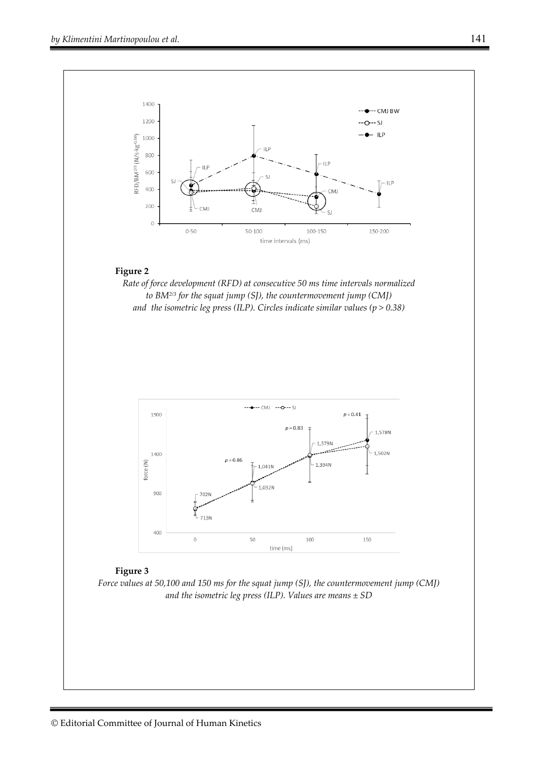**Figure 2**

*Rate of force development (RFD) at consecutive 50 ms time intervals normalized to $BM^{2/3}$ for the squat jump (SJ), the countermovement jump (CMJ) and the isometric leg press (ILP). Circles indicate similar values ($p > 0.38$)*

**Figure 3**

*Force values at 50,100 and 150 ms for the squat jump (SJ), the countermovement jump (CMJ) and the isometric leg press (ILP). Values are means ± SD*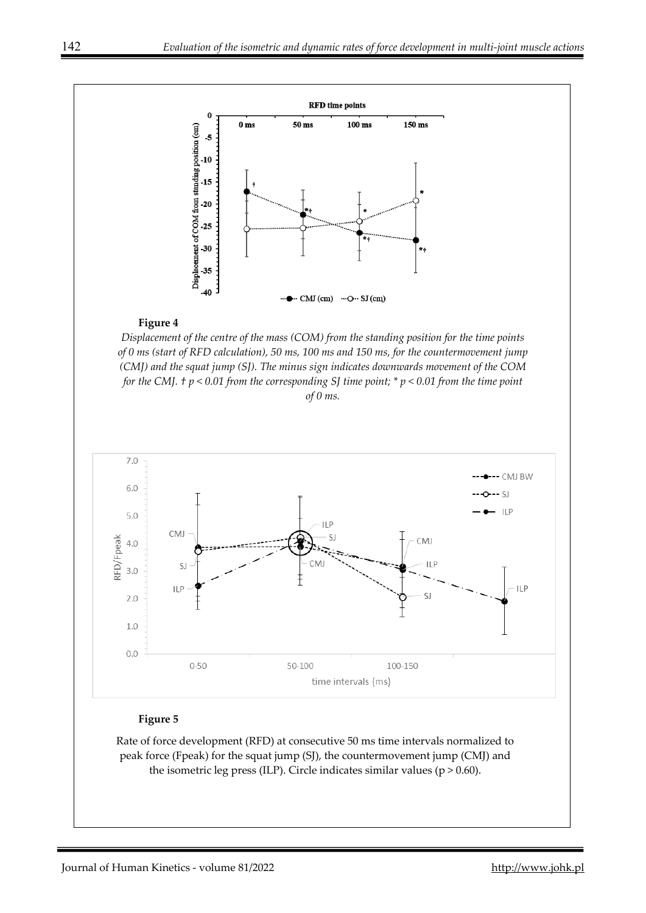**Figure 4**

*Displacement of the centre of the mass (COM) from the standing position for the time points of 0 ms (start of RFD calculation), 50 ms, 100 ms and 150 ms, for the countermovement jump (CMJ) and the squat jump (SJ). The minus sign indicates downwards movement of the COM for the CMJ. † $p < 0.01$ from the corresponding SJ time point; * $p < 0.01$ from the time point of 0 ms.*

**Figure 5**

Rate of force development (RFD) at consecutive 50 ms time intervals normalized to peak force (Fpeak) for the squat jump (SJ), the countermovement jump (CMJ) and the isometric leg press (ILP). Circle indicates similar values ($p > 0.60$).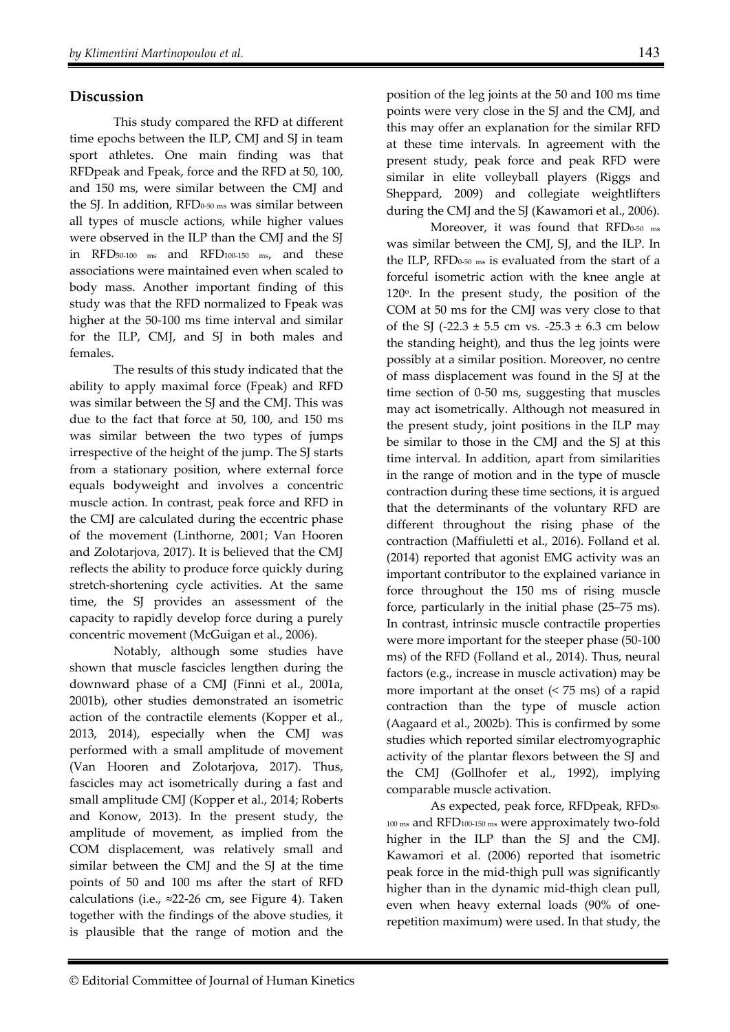## Discussion

This study compared the RFD at different time epochs between the ILP, CMJ and SJ in team sport athletes. One main finding was that RFDpeak and Fpeak, force and the RFD at 50, 100, and 150 ms, were similar between the CMJ and the SJ. In addition, $RFD_{0\text{-}50\ ms}$ was similar between all types of muscle actions, while higher values were observed in the ILP than the CMJ and the SJ in $RFD_{50\text{-}100\ ms}$ and $RFD_{100\text{-}150\ ms}$, and these associations were maintained even when scaled to body mass. Another important finding of this study was that the RFD normalized to Fpeak was higher at the 50-100 ms time interval and similar for the ILP, CMJ, and SJ in both males and females.

The results of this study indicated that the ability to apply maximal force (Fpeak) and RFD was similar between the SJ and the CMJ. This was due to the fact that force at 50, 100, and 150 ms was similar between the two types of jumps irrespective of the height of the jump. The SJ starts from a stationary position, where external force equals bodyweight and involves a concentric muscle action. In contrast, peak force and RFD in the CMJ are calculated during the eccentric phase of the movement (Linthorne, 2001; Van Hooren and Zolotarjova, 2017). It is believed that the CMJ reflects the ability to produce force quickly during stretch-shortening cycle activities. At the same time, the SJ provides an assessment of the capacity to rapidly develop force during a purely concentric movement (McGuigan et al., 2006).

Notably, although some studies have shown that muscle fascicles lengthen during the downward phase of a CMJ (Finni et al., 2001a, 2001b), other studies demonstrated an isometric action of the contractile elements (Kopper et al., 2013, 2014), especially when the CMJ was performed with a small amplitude of movement (Van Hooren and Zolotarjova, 2017). Thus, fascicles may act isometrically during a fast and small amplitude CMJ (Kopper et al., 2014; Roberts and Konow, 2013). In the present study, the amplitude of movement, as implied from the COM displacement, was relatively small and similar between the CMJ and the SJ at the time points of 50 and 100 ms after the start of RFD calculations (i.e., ≈22-26 cm, see Figure 4). Taken together with the findings of the above studies, it is plausible that the range of motion and the position of the leg joints at the 50 and 100 ms time points were very close in the SJ and the CMJ, and this may offer an explanation for the similar RFD at these time intervals. In agreement with the present study, peak force and peak RFD were similar in elite volleyball players (Riggs and Sheppard, 2009) and collegiate weightlifters during the CMJ and the SJ (Kawamori et al., 2006).

Moreover, it was found that $RFD_{0\text{-}50\ ms}$ was similar between the CMJ, SJ, and the ILP. In the ILP, $RFD_{0\text{-}50\ ms}$ is evaluated from the start of a forceful isometric action with the knee angle at $120^{o}$. In the present study, the position of the COM at 50 ms for the CMJ was very close to that of the SJ ($-22.3 \pm 5.5$ cm vs. $-25.3 \pm 6.3$ cm below the standing height), and thus the leg joints were possibly at a similar position. Moreover, no centre of mass displacement was found in the SJ at the time section of 0-50 ms, suggesting that muscles may act isometrically. Although not measured in the present study, joint positions in the ILP may be similar to those in the CMJ and the SJ at this time interval. In addition, apart from similarities in the range of motion and in the type of muscle contraction during these time sections, it is argued that the determinants of the voluntary RFD are different throughout the rising phase of the contraction (Maffiuletti et al., 2016). Folland et al. (2014) reported that agonist EMG activity was an important contributor to the explained variance in force throughout the 150 ms of rising muscle force, particularly in the initial phase (25–75 ms). In contrast, intrinsic muscle contractile properties were more important for the steeper phase (50-100 ms) of the RFD (Folland et al., 2014). Thus, neural factors (e.g., increase in muscle activation) may be more important at the onset (< 75 ms) of a rapid contraction than the type of muscle action (Aagaard et al., 2002b). This is confirmed by some studies which reported similar electromyographic activity of the plantar flexors between the SJ and the CMJ (Gollhofer et al., 1992), implying comparable muscle activation.

As expected, peak force, RFDpeak, $RFD_{50\text{-}100\ ms}$ and $RFD_{100\text{-}150\ ms}$ were approximately two-fold higher in the ILP than the SJ and the CMJ. Kawamori et al. (2006) reported that isometric peak force in the mid-thigh pull was significantly higher than in the dynamic mid-thigh clean pull, even when heavy external loads (90% of one-repetition maximum) were used. In that study, the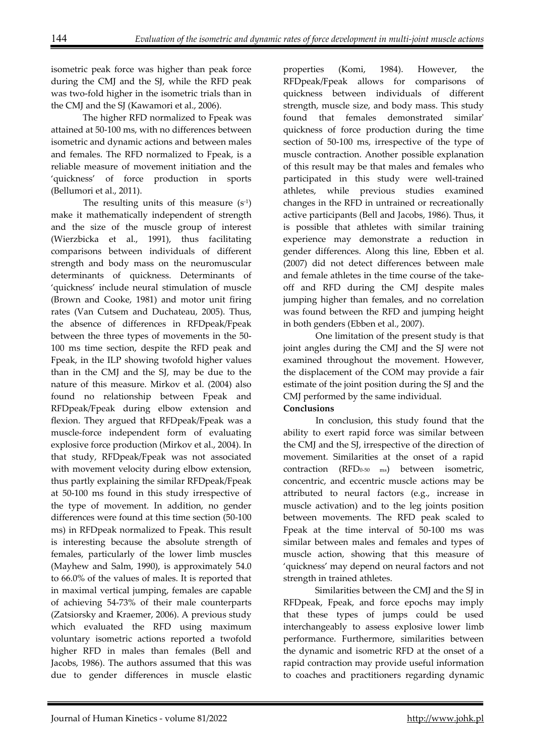isometric peak force was higher than peak force during the CMJ and the SJ, while the RFD peak was two-fold higher in the isometric trials than in the CMJ and the SJ (Kawamori et al., 2006).

The higher RFD normalized to Fpeak was attained at 50-100 ms, with no differences between isometric and dynamic actions and between males and females. The RFD normalized to Fpeak, is a reliable measure of movement initiation and the 'quickness' of force production in sports (Bellumori et al., 2011).

The resulting units of this measure ($s^{-1}$) make it mathematically independent of strength and the size of the muscle group of interest (Wierzbicka et al., 1991), thus facilitating comparisons between individuals of different strength and body mass on the neuromuscular determinants of quickness. Determinants of 'quickness' include neural stimulation of muscle (Brown and Cooke, 1981) and motor unit firing rates (Van Cutsem and Duchateau, 2005). Thus, the absence of differences in RFDpeak/Fpeak between the three types of movements in the 50-100 ms time section, despite the RFD peak and Fpeak, in the ILP showing twofold higher values than in the CMJ and the SJ, may be due to the nature of this measure. Mirkov et al. (2004) also found no relationship between Fpeak and RFDpeak/Fpeak during elbow extension and flexion. They argued that RFDpeak/Fpeak was a muscle-force independent form of evaluating explosive force production (Mirkov et al., 2004). In that study, RFDpeak/Fpeak was not associated with movement velocity during elbow extension, thus partly explaining the similar RFDpeak/Fpeak at 50-100 ms found in this study irrespective of the type of movement. In addition, no gender differences were found at this time section (50-100 ms) in RFDpeak normalized to Fpeak. This result is interesting because the absolute strength of females, particularly of the lower limb muscles (Mayhew and Salm, 1990), is approximately 54.0 to 66.0% of the values of males. It is reported that in maximal vertical jumping, females are capable of achieving 54-73% of their male counterparts (Zatsiorsky and Kraemer, 2006). A previous study which evaluated the RFD using maximum voluntary isometric actions reported a twofold higher RFD in males than females (Bell and Jacobs, 1986). The authors assumed that this was due to gender differences in muscle elastic properties (Komi, 1984). However, the RFDpeak/Fpeak allows for comparisons of quickness between individuals of different strength, muscle size, and body mass. This study found that females demonstrated similar' quickness of force production during the time section of 50-100 ms, irrespective of the type of muscle contraction. Another possible explanation of this result may be that males and females who participated in this study were well-trained athletes, while previous studies examined changes in the RFD in untrained or recreationally active participants (Bell and Jacobs, 1986). Thus, it is possible that athletes with similar training experience may demonstrate a reduction in gender differences. Along this line, Ebben et al. (2007) did not detect differences between male and female athletes in the time course of the take-off and RFD during the CMJ despite males jumping higher than females, and no correlation was found between the RFD and jumping height in both genders (Ebben et al., 2007).

One limitation of the present study is that joint angles during the CMJ and the SJ were not examined throughout the movement. However, the displacement of the COM may provide a fair estimate of the joint position during the SJ and the CMJ performed by the same individual.

**Conclusions**

In conclusion, this study found that the ability to exert rapid force was similar between the CMJ and the SJ, irrespective of the direction of movement. Similarities at the onset of a rapid contraction ($RFD_{0\text{-}50\ ms}$) between isometric, concentric, and eccentric muscle actions may be attributed to neural factors (e.g., increase in muscle activation) and to the leg joints position between movements. The RFD peak scaled to Fpeak at the time interval of 50-100 ms was similar between males and females and types of muscle action, showing that this measure of 'quickness' may depend on neural factors and not strength in trained athletes.

Similarities between the CMJ and the SJ in RFDpeak, Fpeak, and force epochs may imply that these types of jumps could be used interchangeably to assess explosive lower limb performance. Furthermore, similarities between the dynamic and isometric RFD at the onset of a rapid contraction may provide useful information to coaches and practitioners regarding dynamic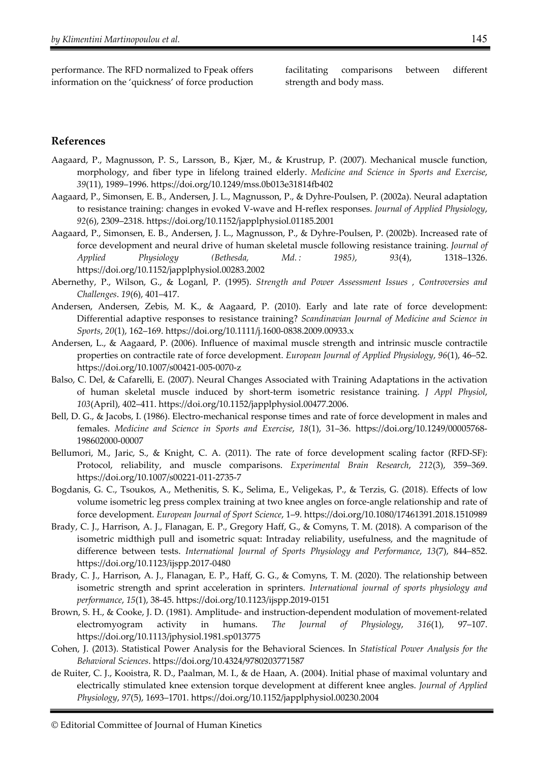performance. The RFD normalized to Fpeak offers information on the 'quickness' of force production facilitating comparisons between different strength and body mass.

## References

Aagaard, P., Magnusson, P. S., Larsson, B., Kjær, M., & Krustrup, P. (2007). Mechanical muscle function, morphology, and fiber type in lifelong trained elderly. *Medicine and Science in Sports and Exercise*, *39*(11), 1989–1996. https://doi.org/10.1249/mss.0b013e31814fb402

Aagaard, P., Simonsen, E. B., Andersen, J. L., Magnusson, P., & Dyhre-Poulsen, P. (2002a). Neural adaptation to resistance training: changes in evoked V-wave and H-reflex responses. *Journal of Applied Physiology*, *92*(6), 2309–2318. https://doi.org/10.1152/japplphysiol.01185.2001

Aagaard, P., Simonsen, E. B., Andersen, J. L., Magnusson, P., & Dyhre-Poulsen, P. (2002b). Increased rate of force development and neural drive of human skeletal muscle following resistance training. *Journal of Applied Physiology (Bethesda, Md. : 1985)*, *93*(4), 1318–1326. https://doi.org/10.1152/japplphysiol.00283.2002

Abernethy, P., Wilson, G., & Loganl, P. (1995). *Strength and Power Assessment Issues , Controversies and Challenges*. *19*(6), 401–417.

Andersen, Andersen, Zebis, M. K., & Aagaard, P. (2010). Early and late rate of force development: Differential adaptive responses to resistance training? *Scandinavian Journal of Medicine and Science in Sports*, *20*(1), 162–169. https://doi.org/10.1111/j.1600-0838.2009.00933.x

Andersen, L., & Aagaard, P. (2006). Influence of maximal muscle strength and intrinsic muscle contractile properties on contractile rate of force development. *European Journal of Applied Physiology*, *96*(1), 46–52. https://doi.org/10.1007/s00421-005-0070-z

Balso, C. Del, & Cafarelli, E. (2007). Neural Changes Associated with Training Adaptations in the activation of human skeletal muscle induced by short-term isometric resistance training. *J Appl Physiol*, *103*(April), 402–411. https://doi.org/10.1152/japplphysiol.00477.2006.

Bell, D. G., & Jacobs, I. (1986). Electro-mechanical response times and rate of force development in males and females. *Medicine and Science in Sports and Exercise*, *18*(1), 31–36. https://doi.org/10.1249/00005768-198602000-00007

Bellumori, M., Jaric, S., & Knight, C. A. (2011). The rate of force development scaling factor (RFD-SF): Protocol, reliability, and muscle comparisons. *Experimental Brain Research*, *212*(3), 359–369. https://doi.org/10.1007/s00221-011-2735-7

Bogdanis, G. C., Tsoukos, A., Methenitis, S. K., Selima, E., Veligekas, P., & Terzis, G. (2018). Effects of low volume isometric leg press complex training at two knee angles on force-angle relationship and rate of force development. *European Journal of Sport Science*, 1–9. https://doi.org/10.1080/17461391.2018.1510989

Brady, C. J., Harrison, A. J., Flanagan, E. P., Gregory Haff, G., & Comyns, T. M. (2018). A comparison of the isometric midthigh pull and isometric squat: Intraday reliability, usefulness, and the magnitude of difference between tests. *International Journal of Sports Physiology and Performance*, *13*(7), 844–852. https://doi.org/10.1123/ijspp.2017-0480

Brady, C. J., Harrison, A. J., Flanagan, E. P., Haff, G. G., & Comyns, T. M. (2020). The relationship between isometric strength and sprint acceleration in sprinters. *International journal of sports physiology and performance*, *15*(1), 38-45. https://doi.org/10.1123/ijspp.2019-0151

Brown, S. H., & Cooke, J. D. (1981). Amplitude- and instruction-dependent modulation of movement-related electromyogram activity in humans. *The Journal of Physiology*, *316*(1), 97–107. https://doi.org/10.1113/jphysiol.1981.sp013775

Cohen, J. (2013). Statistical Power Analysis for the Behavioral Sciences. In *Statistical Power Analysis for the Behavioral Sciences*. https://doi.org/10.4324/9780203771587

de Ruiter, C. J., Kooistra, R. D., Paalman, M. I., & de Haan, A. (2004). Initial phase of maximal voluntary and electrically stimulated knee extension torque development at different knee angles. *Journal of Applied Physiology*, *97*(5), 1693–1701. https://doi.org/10.1152/japplphysiol.00230.2004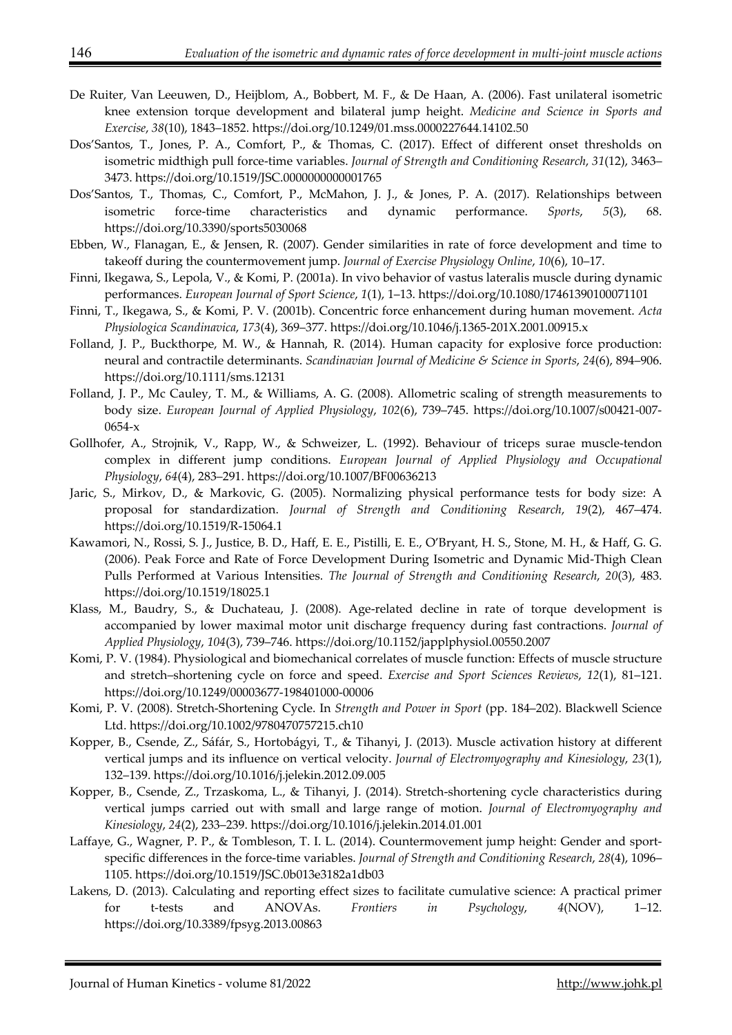De Ruiter, Van Leeuwen, D., Heijblom, A., Bobbert, M. F., & De Haan, A. (2006). Fast unilateral isometric knee extension torque development and bilateral jump height. *Medicine and Science in Sports and Exercise*, *38*(10), 1843–1852. https://doi.org/10.1249/01.mss.0000227644.14102.50

Dos'Santos, T., Jones, P. A., Comfort, P., & Thomas, C. (2017). Effect of different onset thresholds on isometric midthigh pull force-time variables. *Journal of Strength and Conditioning Research*, *31*(12), 3463–3473. https://doi.org/10.1519/JSC.0000000000001765

Dos'Santos, T., Thomas, C., Comfort, P., McMahon, J. J., & Jones, P. A. (2017). Relationships between isometric force-time characteristics and dynamic performance. *Sports*, *5*(3), 68. https://doi.org/10.3390/sports5030068

Ebben, W., Flanagan, E., & Jensen, R. (2007). Gender similarities in rate of force development and time to takeoff during the countermovement jump. *Journal of Exercise Physiology Online*, *10*(6), 10–17.

Finni, Ikegawa, S., Lepola, V., & Komi, P. (2001a). In vivo behavior of vastus lateralis muscle during dynamic performances. *European Journal of Sport Science*, *1*(1), 1–13. https://doi.org/10.1080/17461390100071101

Finni, T., Ikegawa, S., & Komi, P. V. (2001b). Concentric force enhancement during human movement. *Acta Physiologica Scandinavica*, *173*(4), 369–377. https://doi.org/10.1046/j.1365-201X.2001.00915.x

Folland, J. P., Buckthorpe, M. W., & Hannah, R. (2014). Human capacity for explosive force production: neural and contractile determinants. *Scandinavian Journal of Medicine & Science in Sports*, *24*(6), 894–906. https://doi.org/10.1111/sms.12131

Folland, J. P., Mc Cauley, T. M., & Williams, A. G. (2008). Allometric scaling of strength measurements to body size. *European Journal of Applied Physiology*, *102*(6), 739–745. https://doi.org/10.1007/s00421-007-0654-x

Gollhofer, A., Strojnik, V., Rapp, W., & Schweizer, L. (1992). Behaviour of triceps surae muscle-tendon complex in different jump conditions. *European Journal of Applied Physiology and Occupational Physiology*, *64*(4), 283–291. https://doi.org/10.1007/BF00636213

Jaric, S., Mirkov, D., & Markovic, G. (2005). Normalizing physical performance tests for body size: A proposal for standardization. *Journal of Strength and Conditioning Research*, *19*(2), 467–474. https://doi.org/10.1519/R-15064.1

Kawamori, N., Rossi, S. J., Justice, B. D., Haff, E. E., Pistilli, E. E., O'Bryant, H. S., Stone, M. H., & Haff, G. G. (2006). Peak Force and Rate of Force Development During Isometric and Dynamic Mid-Thigh Clean Pulls Performed at Various Intensities. *The Journal of Strength and Conditioning Research*, *20*(3), 483. https://doi.org/10.1519/18025.1

Klass, M., Baudry, S., & Duchateau, J. (2008). Age-related decline in rate of torque development is accompanied by lower maximal motor unit discharge frequency during fast contractions. *Journal of Applied Physiology*, *104*(3), 739–746. https://doi.org/10.1152/japplphysiol.00550.2007

Komi, P. V. (1984). Physiological and biomechanical correlates of muscle function: Effects of muscle structure and stretch–shortening cycle on force and speed. *Exercise and Sport Sciences Reviews*, *12*(1), 81–121. https://doi.org/10.1249/00003677-198401000-00006

Komi, P. V. (2008). Stretch-Shortening Cycle. In *Strength and Power in Sport* (pp. 184–202). Blackwell Science Ltd. https://doi.org/10.1002/9780470757215.ch10

Kopper, B., Csende, Z., Sáfár, S., Hortobágyi, T., & Tihanyi, J. (2013). Muscle activation history at different vertical jumps and its influence on vertical velocity. *Journal of Electromyography and Kinesiology*, *23*(1), 132–139. https://doi.org/10.1016/j.jelekin.2012.09.005

Kopper, B., Csende, Z., Trzaskoma, L., & Tihanyi, J. (2014). Stretch-shortening cycle characteristics during vertical jumps carried out with small and large range of motion. *Journal of Electromyography and Kinesiology*, *24*(2), 233–239. https://doi.org/10.1016/j.jelekin.2014.01.001

Laffaye, G., Wagner, P. P., & Tombleson, T. I. L. (2014). Countermovement jump height: Gender and sport-specific differences in the force-time variables. *Journal of Strength and Conditioning Research*, *28*(4), 1096–1105. https://doi.org/10.1519/JSC.0b013e3182a1db03

Lakens, D. (2013). Calculating and reporting effect sizes to facilitate cumulative science: A practical primer for t-tests and ANOVAs. *Frontiers in Psychology*, *4*(NOV), 1–12. https://doi.org/10.3389/fpsyg.2013.00863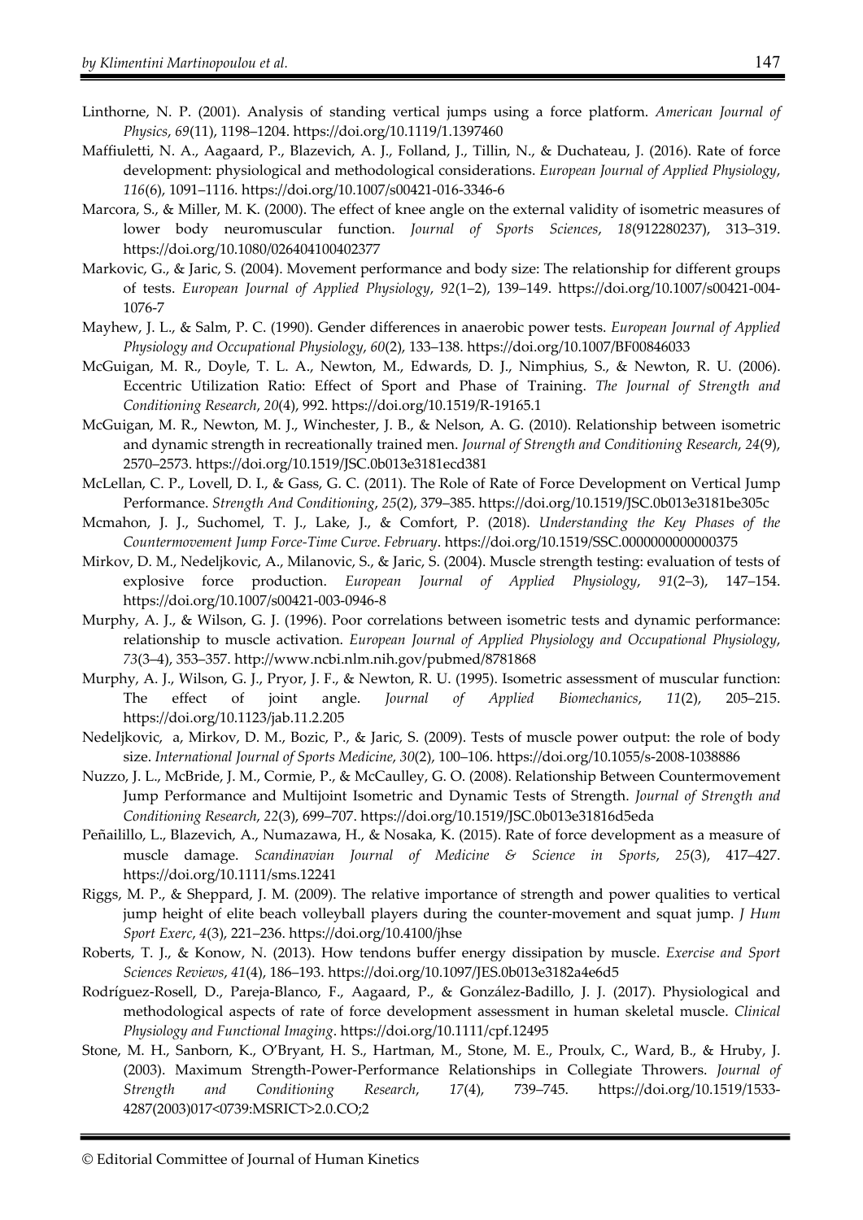Linthorne, N. P. (2001). Analysis of standing vertical jumps using a force platform. *American Journal of Physics*, *69*(11), 1198–1204. https://doi.org/10.1119/1.1397460

Maffiuletti, N. A., Aagaard, P., Blazevich, A. J., Folland, J., Tillin, N., & Duchateau, J. (2016). Rate of force development: physiological and methodological considerations. *European Journal of Applied Physiology*, *116*(6), 1091–1116. https://doi.org/10.1007/s00421-016-3346-6

Marcora, S., & Miller, M. K. (2000). The effect of knee angle on the external validity of isometric measures of lower body neuromuscular function. *Journal of Sports Sciences*, *18*(912280237), 313–319. https://doi.org/10.1080/026404100402377

Markovic, G., & Jaric, S. (2004). Movement performance and body size: The relationship for different groups of tests. *European Journal of Applied Physiology*, *92*(1–2), 139–149. https://doi.org/10.1007/s00421-004-1076-7

Mayhew, J. L., & Salm, P. C. (1990). Gender differences in anaerobic power tests. *European Journal of Applied Physiology and Occupational Physiology*, *60*(2), 133–138. https://doi.org/10.1007/BF00846033

McGuigan, M. R., Doyle, T. L. A., Newton, M., Edwards, D. J., Nimphius, S., & Newton, R. U. (2006). Eccentric Utilization Ratio: Effect of Sport and Phase of Training. *The Journal of Strength and Conditioning Research*, *20*(4), 992. https://doi.org/10.1519/R-19165.1

McGuigan, M. R., Newton, M. J., Winchester, J. B., & Nelson, A. G. (2010). Relationship between isometric and dynamic strength in recreationally trained men. *Journal of Strength and Conditioning Research*, *24*(9), 2570–2573. https://doi.org/10.1519/JSC.0b013e3181ecd381

McLellan, C. P., Lovell, D. I., & Gass, G. C. (2011). The Role of Rate of Force Development on Vertical Jump Performance. *Strength And Conditioning*, *25*(2), 379–385. https://doi.org/10.1519/JSC.0b013e3181be305c

Mcmahon, J. J., Suchomel, T. J., Lake, J., & Comfort, P. (2018). *Understanding the Key Phases of the Countermovement Jump Force-Time Curve*. *February*. https://doi.org/10.1519/SSC.0000000000000375

Mirkov, D. M., Nedeljkovic, A., Milanovic, S., & Jaric, S. (2004). Muscle strength testing: evaluation of tests of explosive force production. *European Journal of Applied Physiology*, *91*(2–3), 147–154. https://doi.org/10.1007/s00421-003-0946-8

Murphy, A. J., & Wilson, G. J. (1996). Poor correlations between isometric tests and dynamic performance: relationship to muscle activation. *European Journal of Applied Physiology and Occupational Physiology*, *73*(3–4), 353–357. http://www.ncbi.nlm.nih.gov/pubmed/8781868

Murphy, A. J., Wilson, G. J., Pryor, J. F., & Newton, R. U. (1995). Isometric assessment of muscular function: The effect of joint angle. *Journal of Applied Biomechanics*, *11*(2), 205–215. https://doi.org/10.1123/jab.11.2.205

Nedeljkovic, a, Mirkov, D. M., Bozic, P., & Jaric, S. (2009). Tests of muscle power output: the role of body size. *International Journal of Sports Medicine*, *30*(2), 100–106. https://doi.org/10.1055/s-2008-1038886

Nuzzo, J. L., McBride, J. M., Cormie, P., & McCaulley, G. O. (2008). Relationship Between Countermovement Jump Performance and Multijoint Isometric and Dynamic Tests of Strength. *Journal of Strength and Conditioning Research*, *22*(3), 699–707. https://doi.org/10.1519/JSC.0b013e31816d5eda

Peñailillo, L., Blazevich, A., Numazawa, H., & Nosaka, K. (2015). Rate of force development as a measure of muscle damage. *Scandinavian Journal of Medicine & Science in Sports*, *25*(3), 417–427. https://doi.org/10.1111/sms.12241

Riggs, M. P., & Sheppard, J. M. (2009). The relative importance of strength and power qualities to vertical jump height of elite beach volleyball players during the counter-movement and squat jump. *J Hum Sport Exerc*, *4*(3), 221–236. https://doi.org/10.4100/jhse

Roberts, T. J., & Konow, N. (2013). How tendons buffer energy dissipation by muscle. *Exercise and Sport Sciences Reviews*, *41*(4), 186–193. https://doi.org/10.1097/JES.0b013e3182a4e6d5

Rodríguez-Rosell, D., Pareja-Blanco, F., Aagaard, P., & González-Badillo, J. J. (2017). Physiological and methodological aspects of rate of force development assessment in human skeletal muscle. *Clinical Physiology and Functional Imaging*. https://doi.org/10.1111/cpf.12495

Stone, M. H., Sanborn, K., O'Bryant, H. S., Hartman, M., Stone, M. E., Proulx, C., Ward, B., & Hruby, J. (2003). Maximum Strength-Power-Performance Relationships in Collegiate Throwers. *Journal of Strength and Conditioning Research*, *17*(4), 739–745. https://doi.org/10.1519/1533-4287(2003)017<0739:MSRICT>2.0.CO;2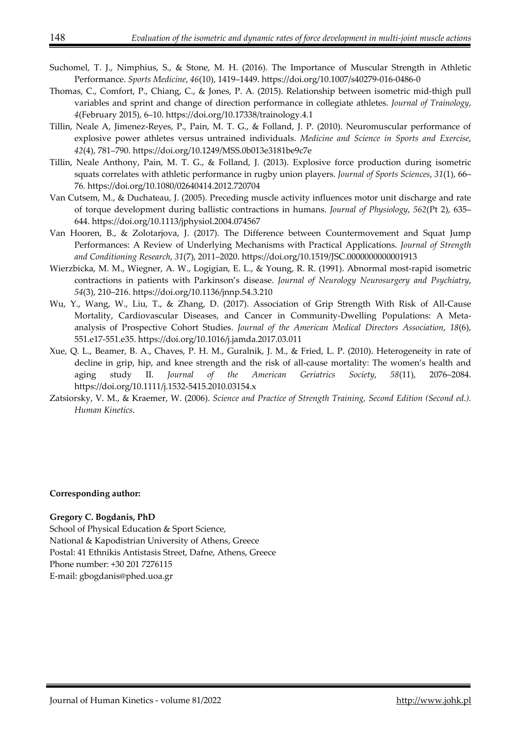Suchomel, T. J., Nimphius, S., & Stone, M. H. (2016). The Importance of Muscular Strength in Athletic Performance. *Sports Medicine*, *46*(10), 1419–1449. https://doi.org/10.1007/s40279-016-0486-0

Thomas, C., Comfort, P., Chiang, C., & Jones, P. A. (2015). Relationship between isometric mid-thigh pull variables and sprint and change of direction performance in collegiate athletes. *Journal of Trainology*, *4*(February 2015), 6–10. https://doi.org/10.17338/trainology.4.1

Tillin, Neale A, Jimenez-Reyes, P., Pain, M. T. G., & Folland, J. P. (2010). Neuromuscular performance of explosive power athletes versus untrained individuals. *Medicine and Science in Sports and Exercise*, *42*(4), 781–790. https://doi.org/10.1249/MSS.0b013e3181be9c7e

Tillin, Neale Anthony, Pain, M. T. G., & Folland, J. (2013). Explosive force production during isometric squats correlates with athletic performance in rugby union players. *Journal of Sports Sciences*, *31*(1), 66–76. https://doi.org/10.1080/02640414.2012.720704

Van Cutsem, M., & Duchateau, J. (2005). Preceding muscle activity influences motor unit discharge and rate of torque development during ballistic contractions in humans. *Journal of Physiology*, *562*(Pt 2), 635–644. https://doi.org/10.1113/jphysiol.2004.074567

Van Hooren, B., & Zolotarjova, J. (2017). The Difference between Countermovement and Squat Jump Performances: A Review of Underlying Mechanisms with Practical Applications. *Journal of Strength and Conditioning Research*, *31*(7), 2011–2020. https://doi.org/10.1519/JSC.0000000000001913

Wierzbicka, M. M., Wiegner, A. W., Logigian, E. L., & Young, R. R. (1991). Abnormal most-rapid isometric contractions in patients with Parkinson's disease. *Journal of Neurology Neurosurgery and Psychiatry*, *54*(3), 210–216. https://doi.org/10.1136/jnnp.54.3.210

Wu, Y., Wang, W., Liu, T., & Zhang, D. (2017). Association of Grip Strength With Risk of All-Cause Mortality, Cardiovascular Diseases, and Cancer in Community-Dwelling Populations: A Meta-analysis of Prospective Cohort Studies. *Journal of the American Medical Directors Association*, *18*(6), 551.e17-551.e35. https://doi.org/10.1016/j.jamda.2017.03.011

Xue, Q. L., Beamer, B. A., Chaves, P. H. M., Guralnik, J. M., & Fried, L. P. (2010). Heterogeneity in rate of decline in grip, hip, and knee strength and the risk of all-cause mortality: The women's health and aging study II. *Journal of the American Geriatrics Society*, *58*(11), 2076–2084. https://doi.org/10.1111/j.1532-5415.2010.03154.x

Zatsiorsky, V. M., & Kraemer, W. (2006). *Science and Practice of Strength Training, Second Edition (Second ed.). Human Kinetics*.

**Corresponding author:**

**Gregory C. Bogdanis, PhD**

School of Physical Education & Sport Science,
National & Kapodistrian University of Athens, Greece
Postal: 41 Ethnikis Antistasis Street, Dafne, Athens, Greece
Phone number: +30 201 7276115
E-mail: gbogdanis@phed.uoa.gr